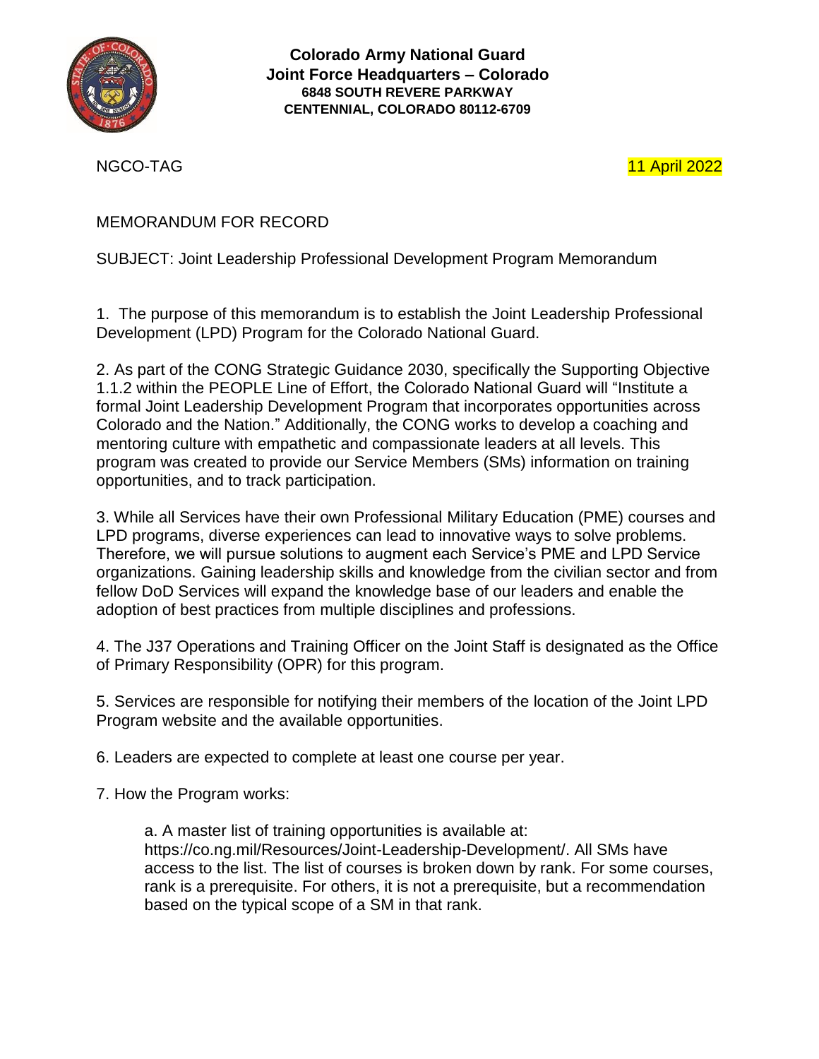**Colorado Army National Guard**
**Joint Force Headquarters – Colorado**
**6848 SOUTH REVERE PARKWAY**
**CENTENNIAL, COLORADO 80112-6709**

NGCO-TAG 11 April 2022

MEMORANDUM FOR RECORD

SUBJECT: Joint Leadership Professional Development Program Memorandum

1. The purpose of this memorandum is to establish the Joint Leadership Professional Development (LPD) Program for the Colorado National Guard.

2. As part of the CONG Strategic Guidance 2030, specifically the Supporting Objective 1.1.2 within the PEOPLE Line of Effort, the Colorado National Guard will "Institute a formal Joint Leadership Development Program that incorporates opportunities across Colorado and the Nation." Additionally, the CONG works to develop a coaching and mentoring culture with empathetic and compassionate leaders at all levels. This program was created to provide our Service Members (SMs) information on training opportunities, and to track participation.

3. While all Services have their own Professional Military Education (PME) courses and LPD programs, diverse experiences can lead to innovative ways to solve problems. Therefore, we will pursue solutions to augment each Service's PME and LPD Service organizations. Gaining leadership skills and knowledge from the civilian sector and from fellow DoD Services will expand the knowledge base of our leaders and enable the adoption of best practices from multiple disciplines and professions.

4. The J37 Operations and Training Officer on the Joint Staff is designated as the Office of Primary Responsibility (OPR) for this program.

5. Services are responsible for notifying their members of the location of the Joint LPD Program website and the available opportunities.

6. Leaders are expected to complete at least one course per year.

7. How the Program works:

a. A master list of training opportunities is available at: https://co.ng.mil/Resources/Joint-Leadership-Development/. All SMs have access to the list. The list of courses is broken down by rank. For some courses, rank is a prerequisite. For others, it is not a prerequisite, but a recommendation based on the typical scope of a SM in that rank.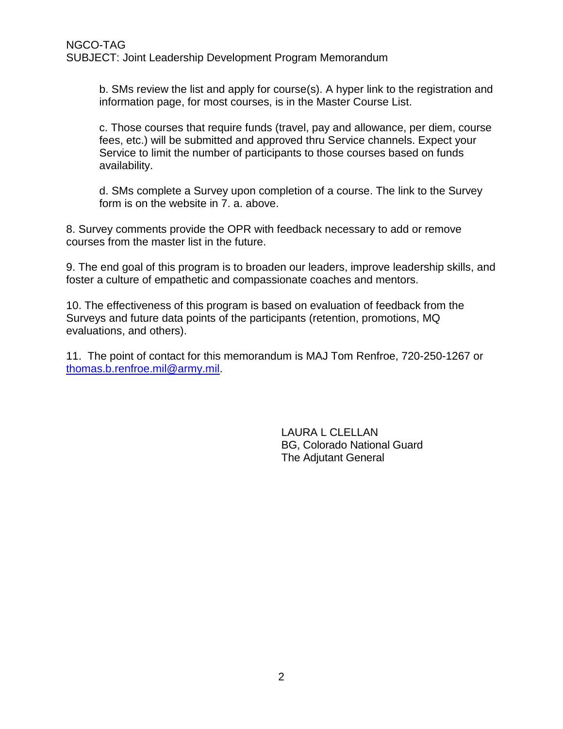NGCO-TAG
SUBJECT: Joint Leadership Development Program Memorandum

b. SMs review the list and apply for course(s). A hyper link to the registration and information page, for most courses, is in the Master Course List.

c. Those courses that require funds (travel, pay and allowance, per diem, course fees, etc.) will be submitted and approved thru Service channels. Expect your Service to limit the number of participants to those courses based on funds availability.

d. SMs complete a Survey upon completion of a course. The link to the Survey form is on the website in 7. a. above.

8. Survey comments provide the OPR with feedback necessary to add or remove courses from the master list in the future.

9. The end goal of this program is to broaden our leaders, improve leadership skills, and foster a culture of empathetic and compassionate coaches and mentors.

10. The effectiveness of this program is based on evaluation of feedback from the Surveys and future data points of the participants (retention, promotions, MQ evaluations, and others).

11. The point of contact for this memorandum is MAJ Tom Renfroe, 720-250-1267 or [thomas.b.renfroe.mil@army.mil](mailto:thomas.b.renfroe.mil@army.mil).

LAURA L CLELLAN
BG, Colorado National Guard
The Adjutant General